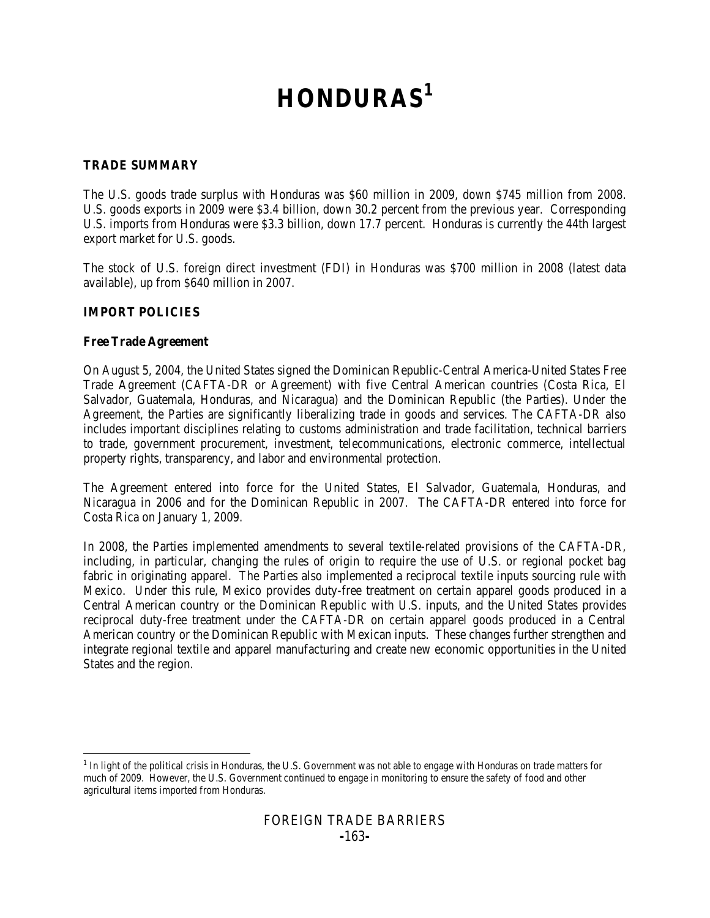# HONDURAS[1]

### TRADE SUMMARY

The U.S. goods trade surplus with Honduras was $60 million in 2009, down $745 million from 2008. U.S. goods exports in 2009 were $3.4 billion, down 30.2 percent from the previous year. Corresponding U.S. imports from Honduras were $3.3 billion, down 17.7 percent. Honduras is currently the 44th largest export market for U.S. goods.

The stock of U.S. foreign direct investment (FDI) in Honduras was $700 million in 2008 (latest data available), up from $640 million in 2007.

### IMPORT POLICIES

#### Free Trade Agreement

On August 5, 2004, the United States signed the Dominican Republic-Central America-United States Free Trade Agreement (CAFTA-DR or Agreement) with five Central American countries (Costa Rica, El Salvador, Guatemala, Honduras, and Nicaragua) and the Dominican Republic (the Parties). Under the Agreement, the Parties are significantly liberalizing trade in goods and services. The CAFTA-DR also includes important disciplines relating to customs administration and trade facilitation, technical barriers to trade, government procurement, investment, telecommunications, electronic commerce, intellectual property rights, transparency, and labor and environmental protection.

The Agreement entered into force for the United States, El Salvador, Guatemala, Honduras, and Nicaragua in 2006 and for the Dominican Republic in 2007. The CAFTA-DR entered into force for Costa Rica on January 1, 2009.

In 2008, the Parties implemented amendments to several textile-related provisions of the CAFTA-DR, including, in particular, changing the rules of origin to require the use of U.S. or regional pocket bag fabric in originating apparel. The Parties also implemented a reciprocal textile inputs sourcing rule with Mexico. Under this rule, Mexico provides duty-free treatment on certain apparel goods produced in a Central American country or the Dominican Republic with U.S. inputs, and the United States provides reciprocal duty-free treatment under the CAFTA-DR on certain apparel goods produced in a Central American country or the Dominican Republic with Mexican inputs. These changes further strengthen and integrate regional textile and apparel manufacturing and create new economic opportunities in the United States and the region.

---

[1] In light of the political crisis in Honduras, the U.S. Government was not able to engage with Honduras on trade matters for much of 2009. However, the U.S. Government continued to engage in monitoring to ensure the safety of food and other agricultural items imported from Honduras.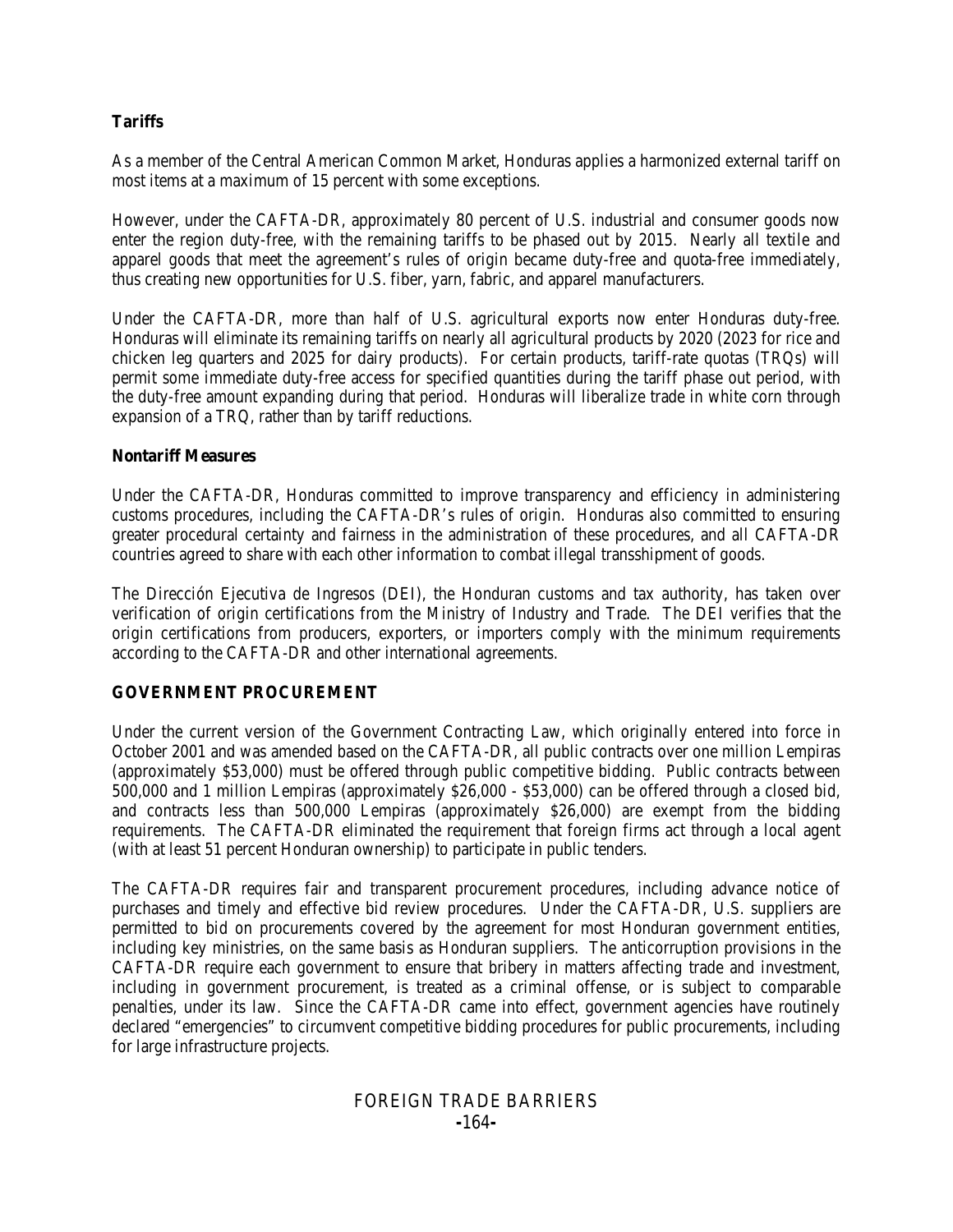**Tariffs**

As a member of the Central American Common Market, Honduras applies a harmonized external tariff on most items at a maximum of 15 percent with some exceptions.

However, under the CAFTA-DR, approximately 80 percent of U.S. industrial and consumer goods now enter the region duty-free, with the remaining tariffs to be phased out by 2015. Nearly all textile and apparel goods that meet the agreement's rules of origin became duty-free and quota-free immediately, thus creating new opportunities for U.S. fiber, yarn, fabric, and apparel manufacturers.

Under the CAFTA-DR, more than half of U.S. agricultural exports now enter Honduras duty-free. Honduras will eliminate its remaining tariffs on nearly all agricultural products by 2020 (2023 for rice and chicken leg quarters and 2025 for dairy products). For certain products, tariff-rate quotas (TRQs) will permit some immediate duty-free access for specified quantities during the tariff phase out period, with the duty-free amount expanding during that period. Honduras will liberalize trade in white corn through expansion of a TRQ, rather than by tariff reductions.

**Nontariff Measures**

Under the CAFTA-DR, Honduras committed to improve transparency and efficiency in administering customs procedures, including the CAFTA-DR's rules of origin. Honduras also committed to ensuring greater procedural certainty and fairness in the administration of these procedures, and all CAFTA-DR countries agreed to share with each other information to combat illegal transshipment of goods.

The Dirección Ejecutiva de Ingresos (DEI), the Honduran customs and tax authority, has taken over verification of origin certifications from the Ministry of Industry and Trade. The DEI verifies that the origin certifications from producers, exporters, or importers comply with the minimum requirements according to the CAFTA-DR and other international agreements.

## GOVERNMENT PROCUREMENT

Under the current version of the Government Contracting Law, which originally entered into force in October 2001 and was amended based on the CAFTA-DR, all public contracts over one million Lempiras (approximately $53,000) must be offered through public competitive bidding. Public contracts between 500,000 and 1 million Lempiras (approximately $26,000 - $53,000) can be offered through a closed bid, and contracts less than 500,000 Lempiras (approximately $26,000) are exempt from the bidding requirements. The CAFTA-DR eliminated the requirement that foreign firms act through a local agent (with at least 51 percent Honduran ownership) to participate in public tenders.

The CAFTA-DR requires fair and transparent procurement procedures, including advance notice of purchases and timely and effective bid review procedures. Under the CAFTA-DR, U.S. suppliers are permitted to bid on procurements covered by the agreement for most Honduran government entities, including key ministries, on the same basis as Honduran suppliers. The anticorruption provisions in the CAFTA-DR require each government to ensure that bribery in matters affecting trade and investment, including in government procurement, is treated as a criminal offense, or is subject to comparable penalties, under its law. Since the CAFTA-DR came into effect, government agencies have routinely declared "emergencies" to circumvent competitive bidding procedures for public procurements, including for large infrastructure projects.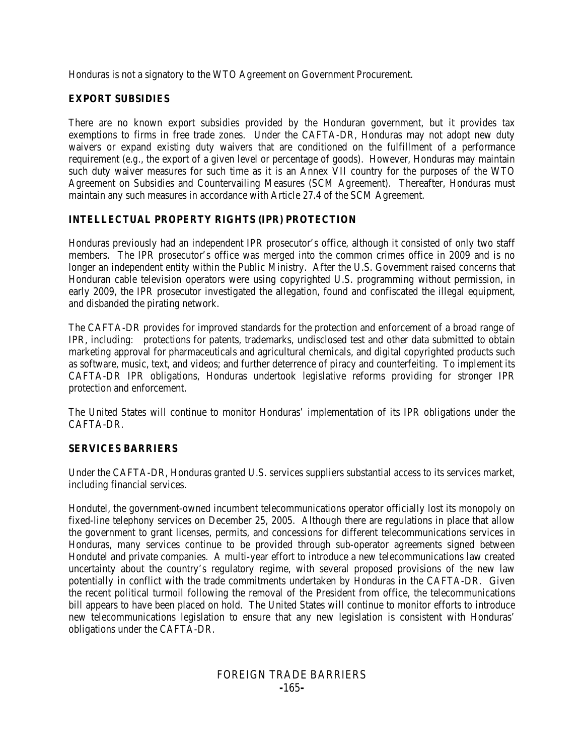Honduras is not a signatory to the WTO Agreement on Government Procurement.

## EXPORT SUBSIDIES

There are no known export subsidies provided by the Honduran government, but it provides tax exemptions to firms in free trade zones. Under the CAFTA-DR, Honduras may not adopt new duty waivers or expand existing duty waivers that are conditioned on the fulfillment of a performance requirement (e.g., the export of a given level or percentage of goods). However, Honduras may maintain such duty waiver measures for such time as it is an Annex VII country for the purposes of the WTO Agreement on Subsidies and Countervailing Measures (SCM Agreement). Thereafter, Honduras must maintain any such measures in accordance with Article 27.4 of the SCM Agreement.

## INTELLECTUAL PROPERTY RIGHTS (IPR) PROTECTION

Honduras previously had an independent IPR prosecutor's office, although it consisted of only two staff members. The IPR prosecutor's office was merged into the common crimes office in 2009 and is no longer an independent entity within the Public Ministry. After the U.S. Government raised concerns that Honduran cable television operators were using copyrighted U.S. programming without permission, in early 2009, the IPR prosecutor investigated the allegation, found and confiscated the illegal equipment, and disbanded the pirating network.

The CAFTA-DR provides for improved standards for the protection and enforcement of a broad range of IPR, including: protections for patents, trademarks, undisclosed test and other data submitted to obtain marketing approval for pharmaceuticals and agricultural chemicals, and digital copyrighted products such as software, music, text, and videos; and further deterrence of piracy and counterfeiting. To implement its CAFTA-DR IPR obligations, Honduras undertook legislative reforms providing for stronger IPR protection and enforcement.

The United States will continue to monitor Honduras' implementation of its IPR obligations under the CAFTA-DR.

## SERVICES BARRIERS

Under the CAFTA-DR, Honduras granted U.S. services suppliers substantial access to its services market, including financial services.

Hondutel, the government-owned incumbent telecommunications operator officially lost its monopoly on fixed-line telephony services on December 25, 2005. Although there are regulations in place that allow the government to grant licenses, permits, and concessions for different telecommunications services in Honduras, many services continue to be provided through sub-operator agreements signed between Hondutel and private companies. A multi-year effort to introduce a new telecommunications law created uncertainty about the country's regulatory regime, with several proposed provisions of the new law potentially in conflict with the trade commitments undertaken by Honduras in the CAFTA-DR. Given the recent political turmoil following the removal of the President from office, the telecommunications bill appears to have been placed on hold. The United States will continue to monitor efforts to introduce new telecommunications legislation to ensure that any new legislation is consistent with Honduras' obligations under the CAFTA-DR.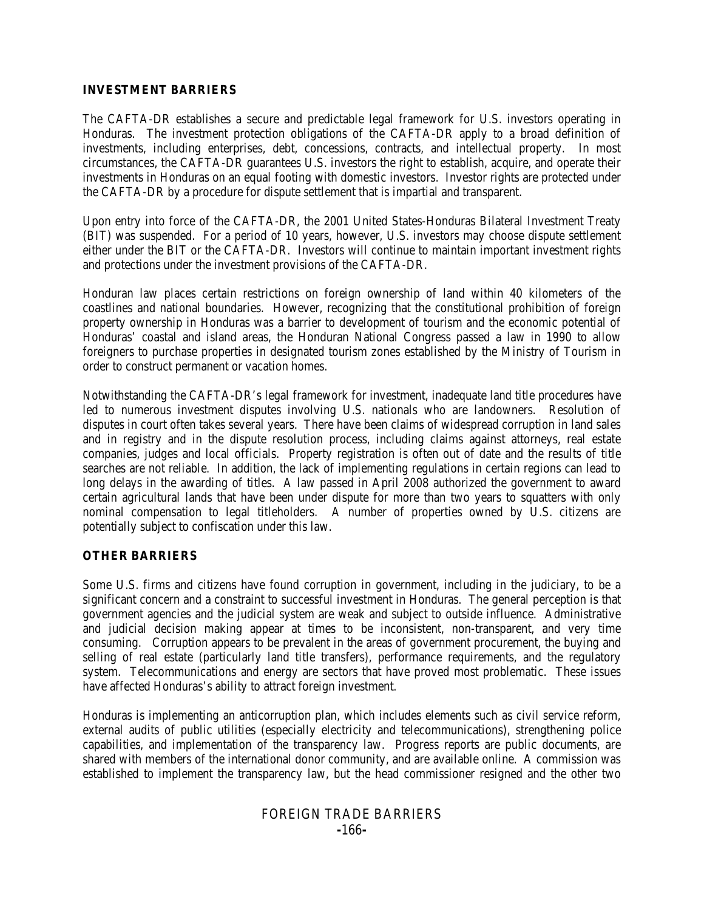## INVESTMENT BARRIERS

The CAFTA-DR establishes a secure and predictable legal framework for U.S. investors operating in Honduras. The investment protection obligations of the CAFTA-DR apply to a broad definition of investments, including enterprises, debt, concessions, contracts, and intellectual property. In most circumstances, the CAFTA-DR guarantees U.S. investors the right to establish, acquire, and operate their investments in Honduras on an equal footing with domestic investors. Investor rights are protected under the CAFTA-DR by a procedure for dispute settlement that is impartial and transparent.

Upon entry into force of the CAFTA-DR, the 2001 United States-Honduras Bilateral Investment Treaty (BIT) was suspended. For a period of 10 years, however, U.S. investors may choose dispute settlement either under the BIT or the CAFTA-DR. Investors will continue to maintain important investment rights and protections under the investment provisions of the CAFTA-DR.

Honduran law places certain restrictions on foreign ownership of land within 40 kilometers of the coastlines and national boundaries. However, recognizing that the constitutional prohibition of foreign property ownership in Honduras was a barrier to development of tourism and the economic potential of Honduras' coastal and island areas, the Honduran National Congress passed a law in 1990 to allow foreigners to purchase properties in designated tourism zones established by the Ministry of Tourism in order to construct permanent or vacation homes.

Notwithstanding the CAFTA-DR's legal framework for investment, inadequate land title procedures have led to numerous investment disputes involving U.S. nationals who are landowners. Resolution of disputes in court often takes several years. There have been claims of widespread corruption in land sales and in registry and in the dispute resolution process, including claims against attorneys, real estate companies, judges and local officials. Property registration is often out of date and the results of title searches are not reliable. In addition, the lack of implementing regulations in certain regions can lead to long delays in the awarding of titles. A law passed in April 2008 authorized the government to award certain agricultural lands that have been under dispute for more than two years to squatters with only nominal compensation to legal titleholders. A number of properties owned by U.S. citizens are potentially subject to confiscation under this law.

## OTHER BARRIERS

Some U.S. firms and citizens have found corruption in government, including in the judiciary, to be a significant concern and a constraint to successful investment in Honduras. The general perception is that government agencies and the judicial system are weak and subject to outside influence. Administrative and judicial decision making appear at times to be inconsistent, non-transparent, and very time consuming. Corruption appears to be prevalent in the areas of government procurement, the buying and selling of real estate (particularly land title transfers), performance requirements, and the regulatory system. Telecommunications and energy are sectors that have proved most problematic. These issues have affected Honduras's ability to attract foreign investment.

Honduras is implementing an anticorruption plan, which includes elements such as civil service reform, external audits of public utilities (especially electricity and telecommunications), strengthening police capabilities, and implementation of the transparency law. Progress reports are public documents, are shared with members of the international donor community, and are available online. A commission was established to implement the transparency law, but the head commissioner resigned and the other two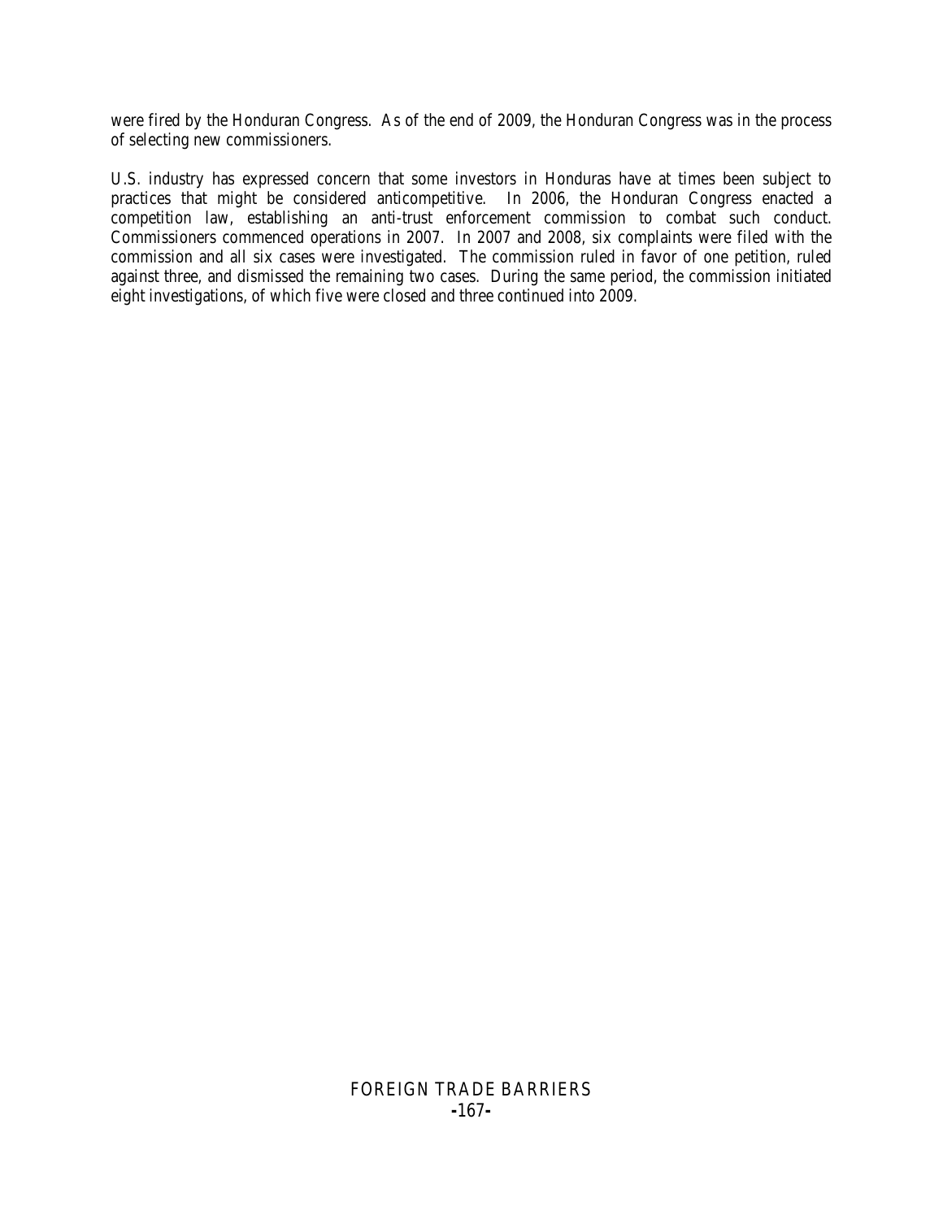were fired by the Honduran Congress. As of the end of 2009, the Honduran Congress was in the process of selecting new commissioners.

U.S. industry has expressed concern that some investors in Honduras have at times been subject to practices that might be considered anticompetitive. In 2006, the Honduran Congress enacted a competition law, establishing an anti-trust enforcement commission to combat such conduct. Commissioners commenced operations in 2007. In 2007 and 2008, six complaints were filed with the commission and all six cases were investigated. The commission ruled in favor of one petition, ruled against three, and dismissed the remaining two cases. During the same period, the commission initiated eight investigations, of which five were closed and three continued into 2009.